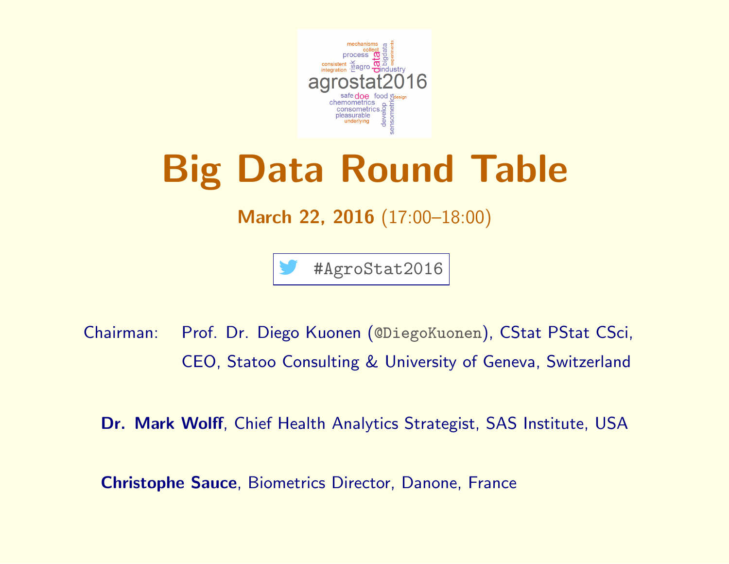# Big Data Round Table

**March 22, 2016** (17:00–18:00)

#AgroStat2016

Chairman: Prof. Dr. Diego Kuonen (@DiegoKuonen), CStat PStat CSci, CEO, Statoo Consulting & University of Geneva, Switzerland

**Dr. Mark Wolff**, Chief Health Analytics Strategist, SAS Institute, USA

**Christophe Sauce**, Biometrics Director, Danone, France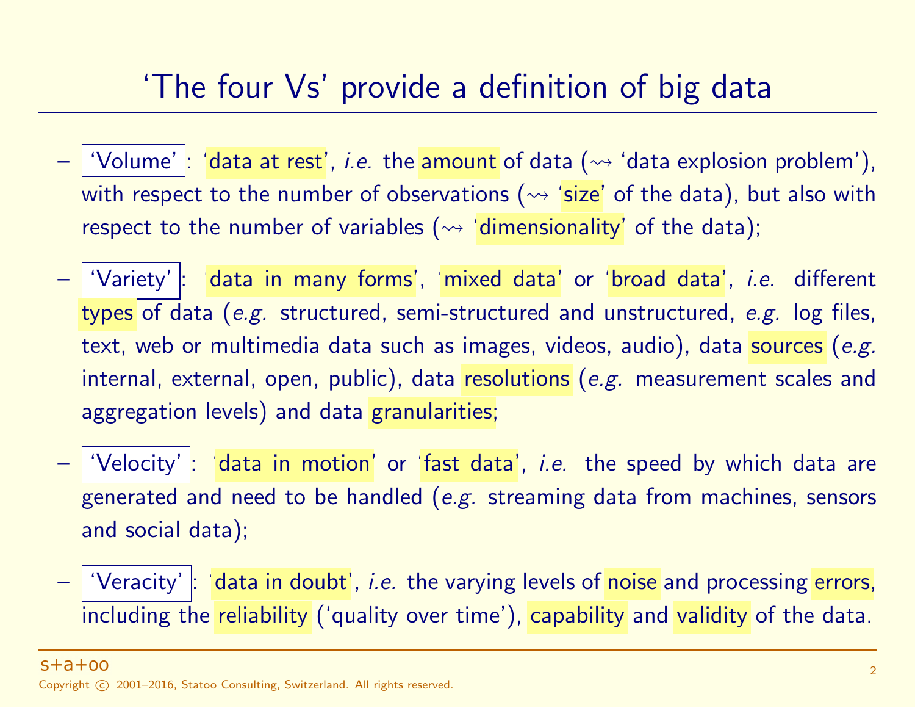# 'The four Vs' provide a definition of big data

- 'Volume': 'data at rest', *i.e.* the amount of data (⇝ 'data explosion problem'), with respect to the number of observations (⇝ 'size' of the data), but also with respect to the number of variables (⇝ 'dimensionality' of the data);
- 'Variety': 'data in many forms', 'mixed data' or 'broad data', *i.e.* different types of data (*e.g.* structured, semi-structured and unstructured, *e.g.* log files, text, web or multimedia data such as images, videos, audio), data sources (*e.g.* internal, external, open, public), data resolutions (*e.g.* measurement scales and aggregation levels) and data granularities;
- 'Velocity': 'data in motion' or 'fast data', *i.e.* the speed by which data are generated and need to be handled (*e.g.* streaming data from machines, sensors and social data);
- 'Veracity': 'data in doubt', *i.e.* the varying levels of noise and processing errors, including the reliability ('quality over time'), capability and validity of the data.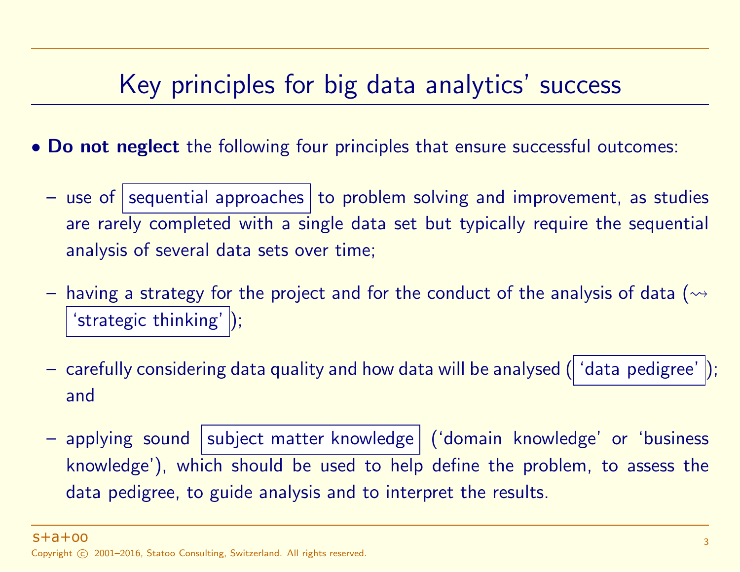# Key principles for big data analytics' success

- **Do not neglect** the following four principles that ensure successful outcomes:
  - use of sequential approaches to problem solving and improvement, as studies are rarely completed with a single data set but typically require the sequential analysis of several data sets over time;
  - having a strategy for the project and for the conduct of the analysis of data (⇝ 'strategic thinking');
  - carefully considering data quality and how data will be analysed ('data pedigree'); and
  - applying sound subject matter knowledge ('domain knowledge' or 'business knowledge'), which should be used to help define the problem, to assess the data pedigree, to guide analysis and to interpret the results.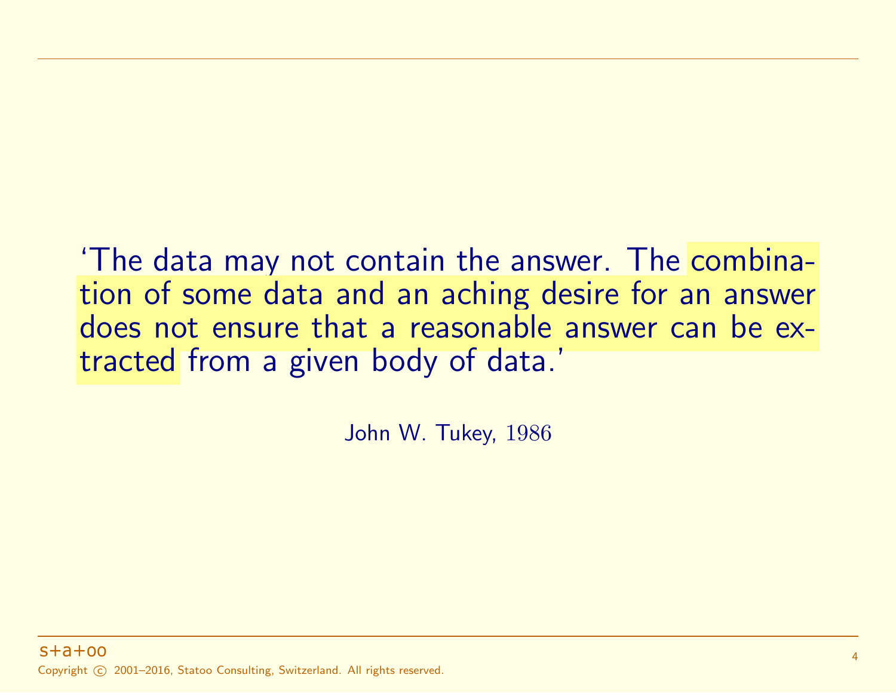‘The data may not contain the answer. The combination of some data and an aching desire for an answer does not ensure that a reasonable answer can be extracted from a given body of data.’

John W. Tukey, 1986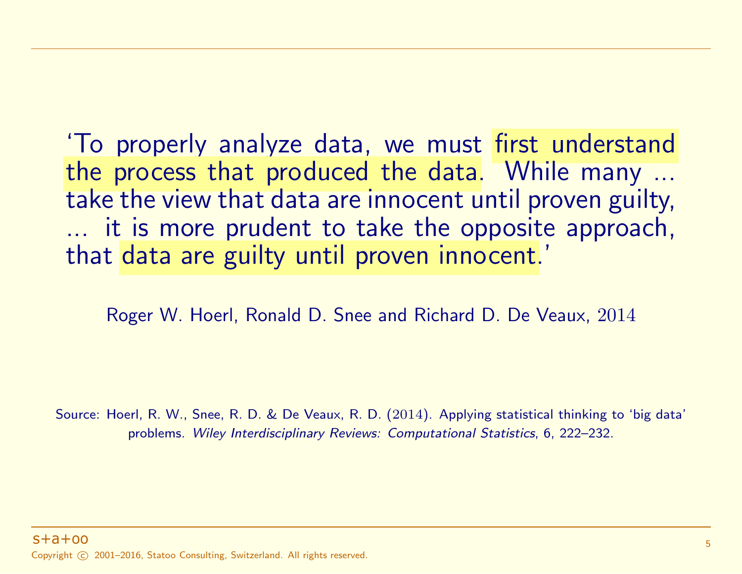'To properly analyze data, we must ==first understand the process that produced the data==. While many ... take the view that data are innocent until proven guilty, ... it is more prudent to take the opposite approach, that ==data are guilty until proven innocent==.'

Roger W. Hoerl, Ronald D. Snee and Richard D. De Veaux, 2014

Source: Hoerl, R. W., Snee, R. D. & De Veaux, R. D. (2014). Applying statistical thinking to 'big data' problems. *Wiley Interdisciplinary Reviews: Computational Statistics*, 6, 222–232.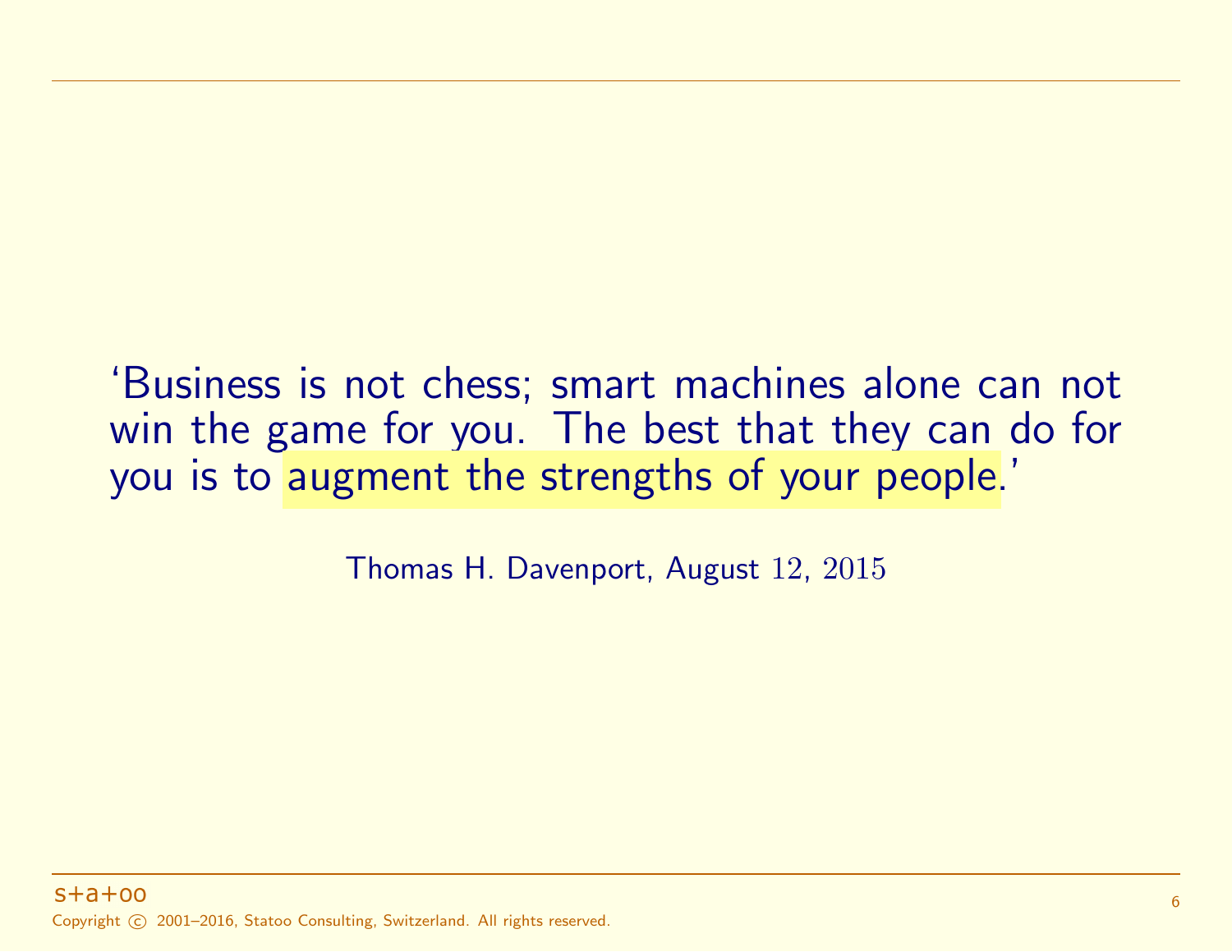‘Business is not chess; smart machines alone can not win the game for you. The best that they can do for you is to augment the strengths of your people.’

Thomas H. Davenport, August 12, 2015